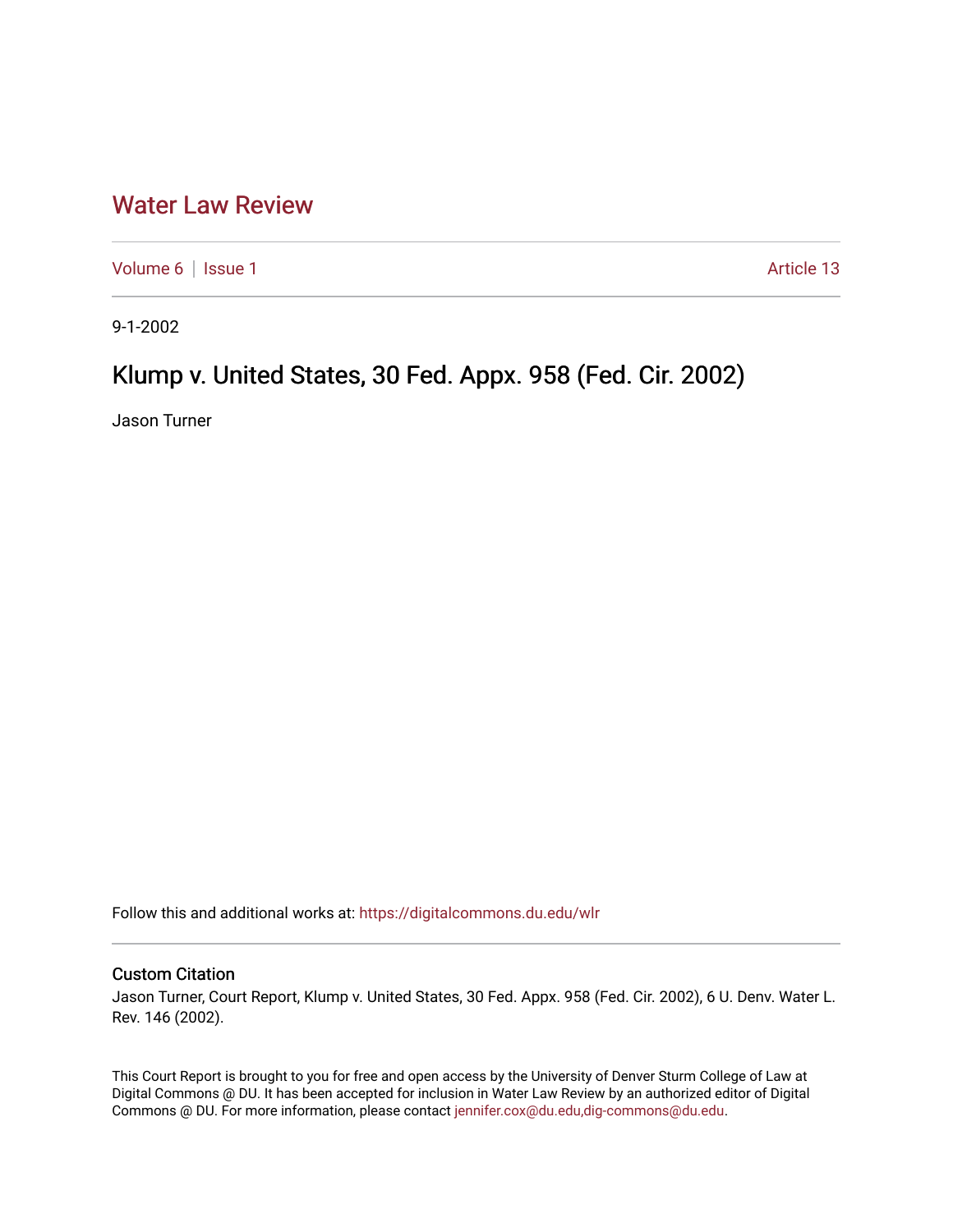# Water Law Review

Volume 6 | Issue 1 — Article 13

9-1-2002

## Klump v. United States, 30 Fed. Appx. 958 (Fed. Cir. 2002)

Jason Turner

Follow this and additional works at: https://digitalcommons.du.edu/wlr

### Custom Citation

Jason Turner, Court Report, Klump v. United States, 30 Fed. Appx. 958 (Fed. Cir. 2002), 6 U. Denv. Water L. Rev. 146 (2002).

This Court Report is brought to you for free and open access by the University of Denver Sturm College of Law at Digital Commons @ DU. It has been accepted for inclusion in Water Law Review by an authorized editor of Digital Commons @ DU. For more information, please contact jennifer.cox@du.edu,dig-commons@du.edu.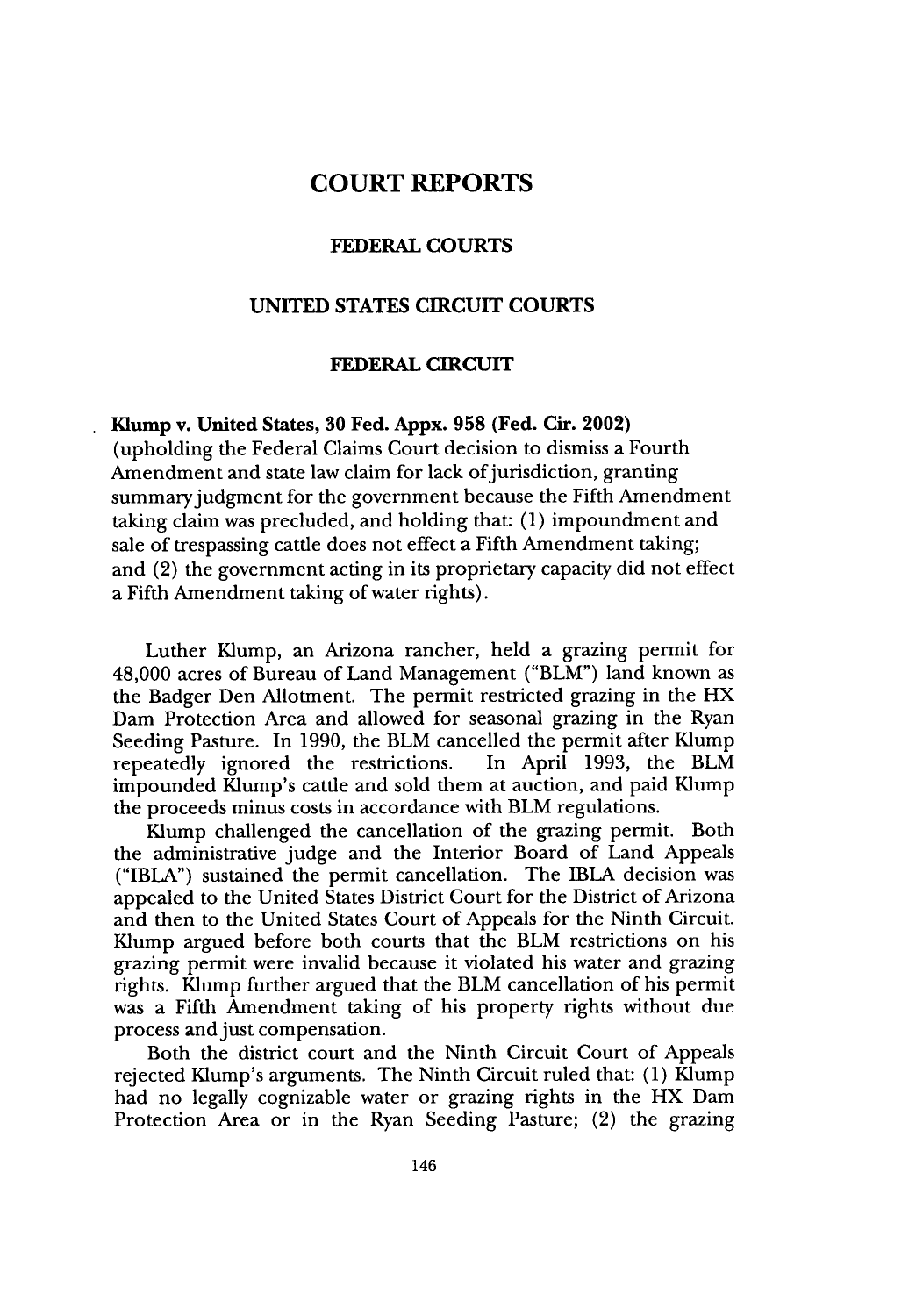# COURT REPORTS

## FEDERAL COURTS

## UNITED STATES CIRCUIT COURTS

### FEDERAL CIRCUIT

**Klump v. United States, 30 Fed. Appx. 958 (Fed. Cir. 2002)** (upholding the Federal Claims Court decision to dismiss a Fourth Amendment and state law claim for lack of jurisdiction, granting summary judgment for the government because the Fifth Amendment taking claim was precluded, and holding that: (1) impoundment and sale of trespassing cattle does not effect a Fifth Amendment taking; and (2) the government acting in its proprietary capacity did not effect a Fifth Amendment taking of water rights).

Luther Klump, an Arizona rancher, held a grazing permit for 48,000 acres of Bureau of Land Management ("BLM") land known as the Badger Den Allotment. The permit restricted grazing in the HX Dam Protection Area and allowed for seasonal grazing in the Ryan Seeding Pasture. In 1990, the BLM cancelled the permit after Klump repeatedly ignored the restrictions. In April 1993, the BLM impounded Klump's cattle and sold them at auction, and paid Klump the proceeds minus costs in accordance with BLM regulations.

Klump challenged the cancellation of the grazing permit. Both the administrative judge and the Interior Board of Land Appeals ("IBLA") sustained the permit cancellation. The IBLA decision was appealed to the United States District Court for the District of Arizona and then to the United States Court of Appeals for the Ninth Circuit. Klump argued before both courts that the BLM restrictions on his grazing permit were invalid because it violated his water and grazing rights. Klump further argued that the BLM cancellation of his permit was a Fifth Amendment taking of his property rights without due process and just compensation.

Both the district court and the Ninth Circuit Court of Appeals rejected Klump's arguments. The Ninth Circuit ruled that: (1) Klump had no legally cognizable water or grazing rights in the HX Dam Protection Area or in the Ryan Seeding Pasture; (2) the grazing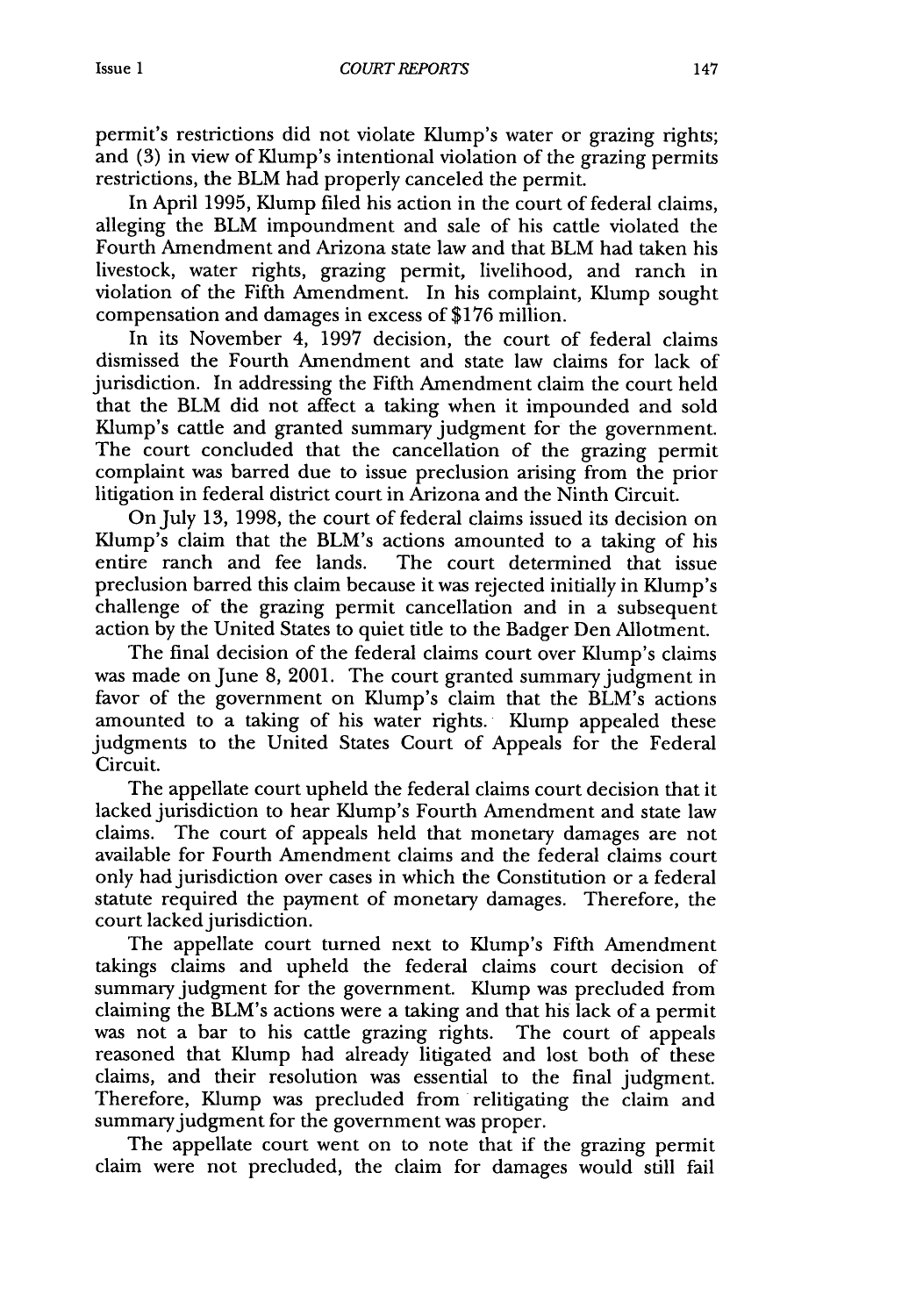permit's restrictions did not violate Klump's water or grazing rights; and (3) in view of Klump's intentional violation of the grazing permits restrictions, the BLM had properly canceled the permit.

In April 1995, Klump filed his action in the court of federal claims, alleging the BLM impoundment and sale of his cattle violated the Fourth Amendment and Arizona state law and that BLM had taken his livestock, water rights, grazing permit, livelihood, and ranch in violation of the Fifth Amendment. In his complaint, Klump sought compensation and damages in excess of $176 million.

In its November 4, 1997 decision, the court of federal claims dismissed the Fourth Amendment and state law claims for lack of jurisdiction. In addressing the Fifth Amendment claim the court held that the BLM did not affect a taking when it impounded and sold Klump's cattle and granted summary judgment for the government. The court concluded that the cancellation of the grazing permit complaint was barred due to issue preclusion arising from the prior litigation in federal district court in Arizona and the Ninth Circuit.

On July 13, 1998, the court of federal claims issued its decision on Klump's claim that the BLM's actions amounted to a taking of his entire ranch and fee lands. The court determined that issue preclusion barred this claim because it was rejected initially in Klump's challenge of the grazing permit cancellation and in a subsequent action by the United States to quiet title to the Badger Den Allotment.

The final decision of the federal claims court over Klump's claims was made on June 8, 2001. The court granted summary judgment in favor of the government on Klump's claim that the BLM's actions amounted to a taking of his water rights. Klump appealed these judgments to the United States Court of Appeals for the Federal Circuit.

The appellate court upheld the federal claims court decision that it lacked jurisdiction to hear Klump's Fourth Amendment and state law claims. The court of appeals held that monetary damages are not available for Fourth Amendment claims and the federal claims court only had jurisdiction over cases in which the Constitution or a federal statute required the payment of monetary damages. Therefore, the court lacked jurisdiction.

The appellate court turned next to Klump's Fifth Amendment takings claims and upheld the federal claims court decision of summary judgment for the government. Klump was precluded from claiming the BLM's actions were a taking and that his lack of a permit was not a bar to his cattle grazing rights. The court of appeals reasoned that Klump had already litigated and lost both of these claims, and their resolution was essential to the final judgment. Therefore, Klump was precluded from relitigating the claim and summary judgment for the government was proper.

The appellate court went on to note that if the grazing permit claim were not precluded, the claim for damages would still fail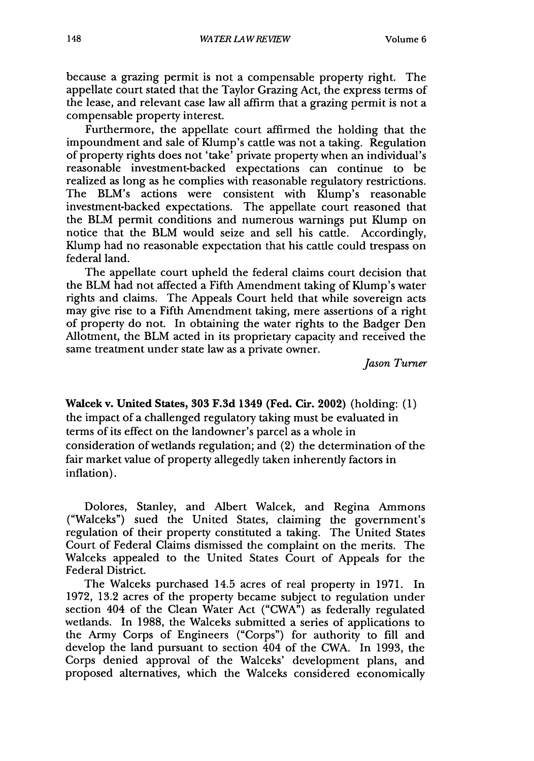because a grazing permit is not a compensable property right. The appellate court stated that the Taylor Grazing Act, the express terms of the lease, and relevant case law all affirm that a grazing permit is not a compensable property interest.

Furthermore, the appellate court affirmed the holding that the impoundment and sale of Klump's cattle was not a taking. Regulation of property rights does not 'take' private property when an individual's reasonable investment-backed expectations can continue to be realized as long as he complies with reasonable regulatory restrictions. The BLM's actions were consistent with Klump's reasonable investment-backed expectations. The appellate court reasoned that the BLM permit conditions and numerous warnings put Klump on notice that the BLM would seize and sell his cattle. Accordingly, Klump had no reasonable expectation that his cattle could trespass on federal land.

The appellate court upheld the federal claims court decision that the BLM had not affected a Fifth Amendment taking of Klump's water rights and claims. The Appeals Court held that while sovereign acts may give rise to a Fifth Amendment taking, mere assertions of a right of property do not. In obtaining the water rights to the Badger Den Allotment, the BLM acted in its proprietary capacity and received the same treatment under state law as a private owner.

*Jason Turner*

**Walcek v. United States, 303 F.3d 1349 (Fed. Cir. 2002)** (holding: (1) the impact of a challenged regulatory taking must be evaluated in terms of its effect on the landowner's parcel as a whole in consideration of wetlands regulation; and (2) the determination of the fair market value of property allegedly taken inherently factors in inflation).

Dolores, Stanley, and Albert Walcek, and Regina Ammons ("Walceks") sued the United States, claiming the government's regulation of their property constituted a taking. The United States Court of Federal Claims dismissed the complaint on the merits. The Walceks appealed to the United States Court of Appeals for the Federal District.

The Walceks purchased 14.5 acres of real property in 1971. In 1972, 13.2 acres of the property became subject to regulation under section 404 of the Clean Water Act ("CWA") as federally regulated wetlands. In 1988, the Walceks submitted a series of applications to the Army Corps of Engineers ("Corps") for authority to fill and develop the land pursuant to section 404 of the CWA. In 1993, the Corps denied approval of the Walceks' development plans, and proposed alternatives, which the Walceks considered economically